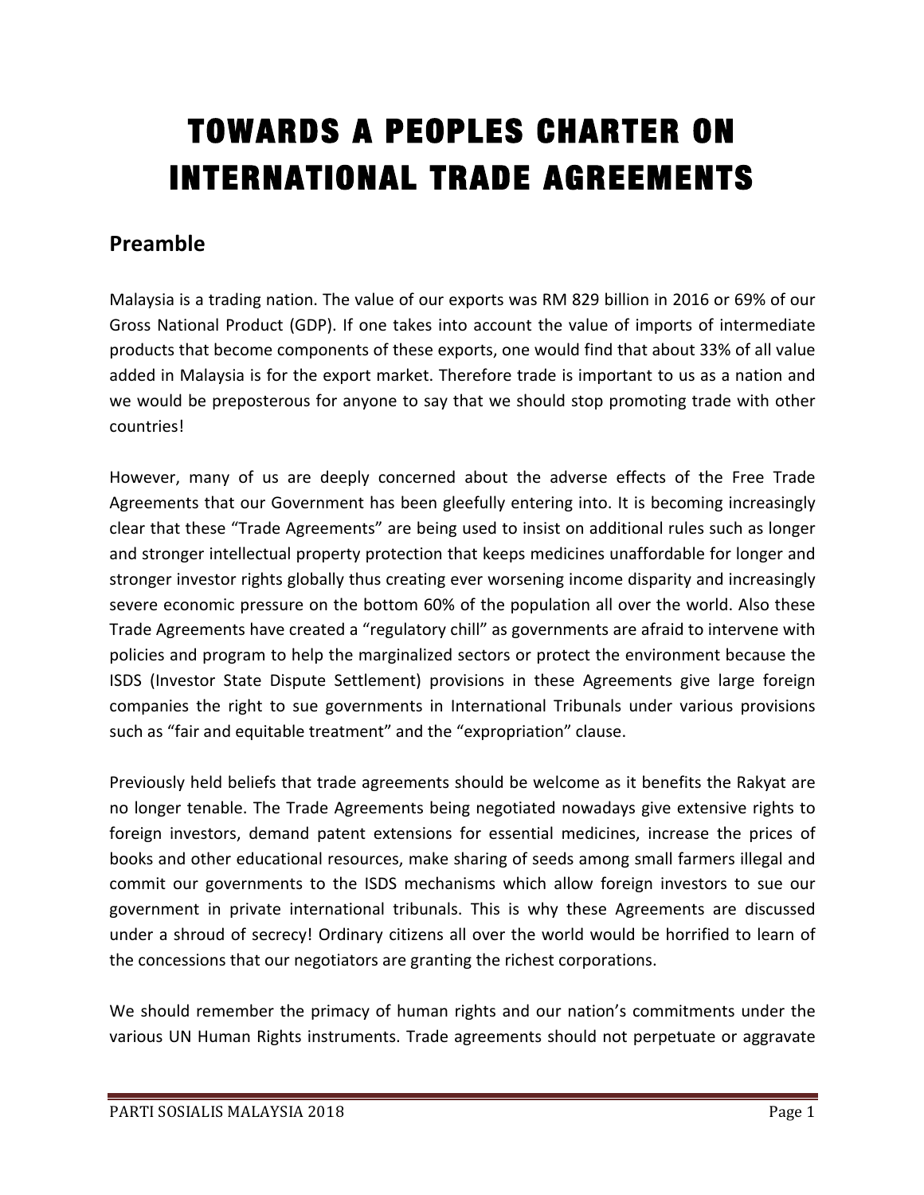# TOWARDS A PEOPLES CHARTER ON INTERNATIONAL TRADE AGREEMENTS

## Preamble

Malaysia is a trading nation. The value of our exports was RM 829 billion in 2016 or 69% of our Gross National Product (GDP). If one takes into account the value of imports of intermediate products that become components of these exports, one would find that about 33% of all value added in Malaysia is for the export market. Therefore trade is important to us as a nation and we would be preposterous for anyone to say that we should stop promoting trade with other countries!

However, many of us are deeply concerned about the adverse effects of the Free Trade Agreements that our Government has been gleefully entering into. It is becoming increasingly clear that these "Trade Agreements" are being used to insist on additional rules such as longer and stronger intellectual property protection that keeps medicines unaffordable for longer and stronger investor rights globally thus creating ever worsening income disparity and increasingly severe economic pressure on the bottom 60% of the population all over the world. Also these Trade Agreements have created a "regulatory chill" as governments are afraid to intervene with policies and program to help the marginalized sectors or protect the environment because the ISDS (Investor State Dispute Settlement) provisions in these Agreements give large foreign companies the right to sue governments in International Tribunals under various provisions such as "fair and equitable treatment" and the "expropriation" clause.

Previously held beliefs that trade agreements should be welcome as it benefits the Rakyat are no longer tenable. The Trade Agreements being negotiated nowadays give extensive rights to foreign investors, demand patent extensions for essential medicines, increase the prices of books and other educational resources, make sharing of seeds among small farmers illegal and commit our governments to the ISDS mechanisms which allow foreign investors to sue our government in private international tribunals. This is why these Agreements are discussed under a shroud of secrecy! Ordinary citizens all over the world would be horrified to learn of the concessions that our negotiators are granting the richest corporations.

We should remember the primacy of human rights and our nation's commitments under the various UN Human Rights instruments. Trade agreements should not perpetuate or aggravate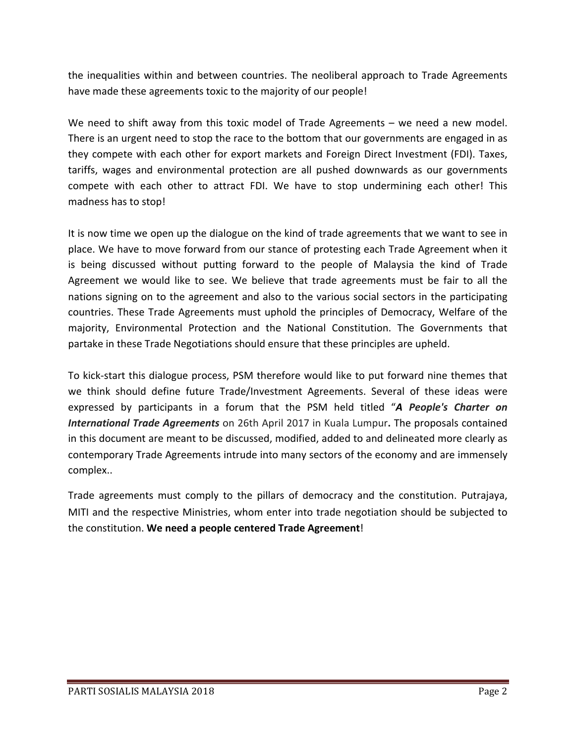the inequalities within and between countries. The neoliberal approach to Trade Agreements have made these agreements toxic to the majority of our people!

We need to shift away from this toxic model of Trade Agreements – we need a new model. There is an urgent need to stop the race to the bottom that our governments are engaged in as they compete with each other for export markets and Foreign Direct Investment (FDI). Taxes, tariffs, wages and environmental protection are all pushed downwards as our governments compete with each other to attract FDI. We have to stop undermining each other! This madness has to stop!

It is now time we open up the dialogue on the kind of trade agreements that we want to see in place. We have to move forward from our stance of protesting each Trade Agreement when it is being discussed without putting forward to the people of Malaysia the kind of Trade Agreement we would like to see. We believe that trade agreements must be fair to all the nations signing on to the agreement and also to the various social sectors in the participating countries. These Trade Agreements must uphold the principles of Democracy, Welfare of the majority, Environmental Protection and the National Constitution. The Governments that partake in these Trade Negotiations should ensure that these principles are upheld.

To kick-start this dialogue process, PSM therefore would like to put forward nine themes that we think should define future Trade/Investment Agreements. Several of these ideas were expressed by participants in a forum that the PSM held titled "***A People's Charter on International Trade Agreements*** on 26th April 2017 in Kuala Lumpur**.** The proposals contained in this document are meant to be discussed, modified, added to and delineated more clearly as contemporary Trade Agreements intrude into many sectors of the economy and are immensely complex..

Trade agreements must comply to the pillars of democracy and the constitution. Putrajaya, MITI and the respective Ministries, whom enter into trade negotiation should be subjected to the constitution. **We need a people centered Trade Agreement**!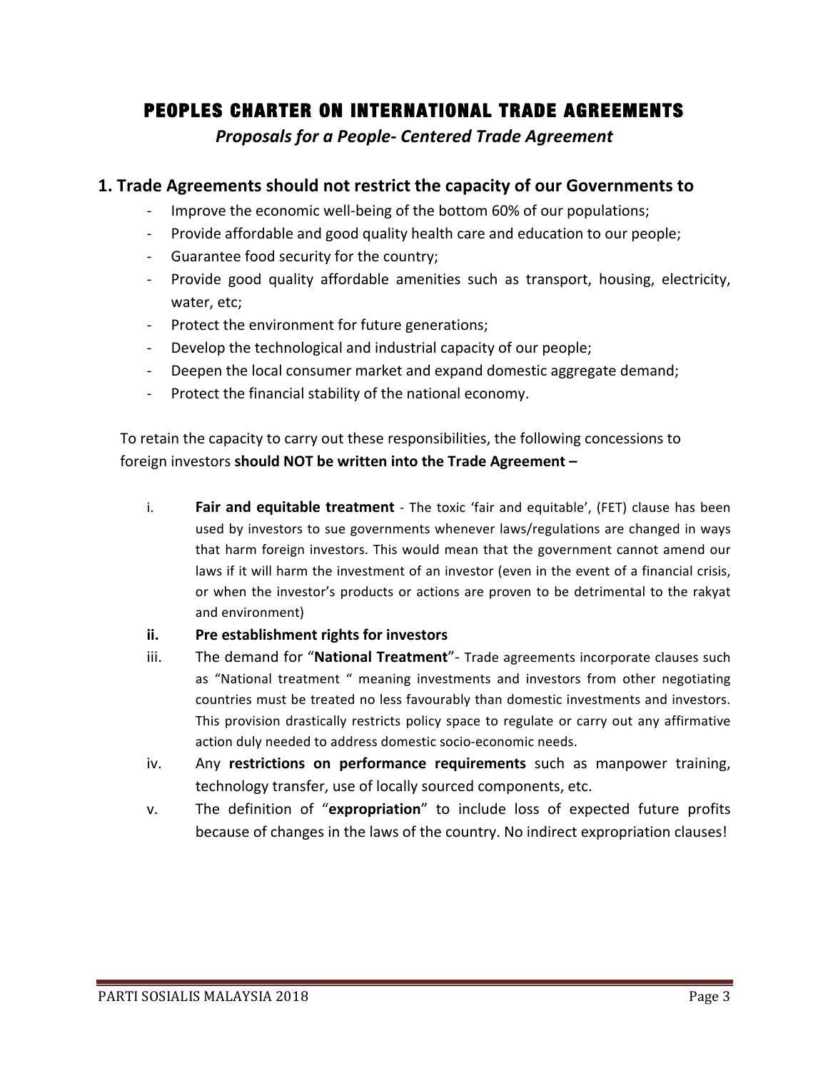# PEOPLES CHARTER ON INTERNATIONAL TRADE AGREEMENTS

***Proposals for a People- Centered Trade Agreement***

## 1. Trade Agreements should not restrict the capacity of our Governments to

- Improve the economic well-being of the bottom 60% of our populations;
- Provide affordable and good quality health care and education to our people;
- Guarantee food security for the country;
- Provide good quality affordable amenities such as transport, housing, electricity, water, etc;
- Protect the environment for future generations;
- Develop the technological and industrial capacity of our people;
- Deepen the local consumer market and expand domestic aggregate demand;
- Protect the financial stability of the national economy.

To retain the capacity to carry out these responsibilities, the following concessions to foreign investors **should NOT be written into the Trade Agreement –**

i. **Fair and equitable treatment** - The toxic 'fair and equitable', (FET) clause has been used by investors to sue governments whenever laws/regulations are changed in ways that harm foreign investors. This would mean that the government cannot amend our laws if it will harm the investment of an investor (even in the event of a financial crisis, or when the investor's products or actions are proven to be detrimental to the rakyat and environment)

**ii. Pre establishment rights for investors**

iii. The demand for "**National Treatment**"- Trade agreements incorporate clauses such as "National treatment " meaning investments and investors from other negotiating countries must be treated no less favourably than domestic investments and investors. This provision drastically restricts policy space to regulate or carry out any affirmative action duly needed to address domestic socio-economic needs.

iv. Any **restrictions on performance requirements** such as manpower training, technology transfer, use of locally sourced components, etc.

v. The definition of "**expropriation**" to include loss of expected future profits because of changes in the laws of the country. No indirect expropriation clauses!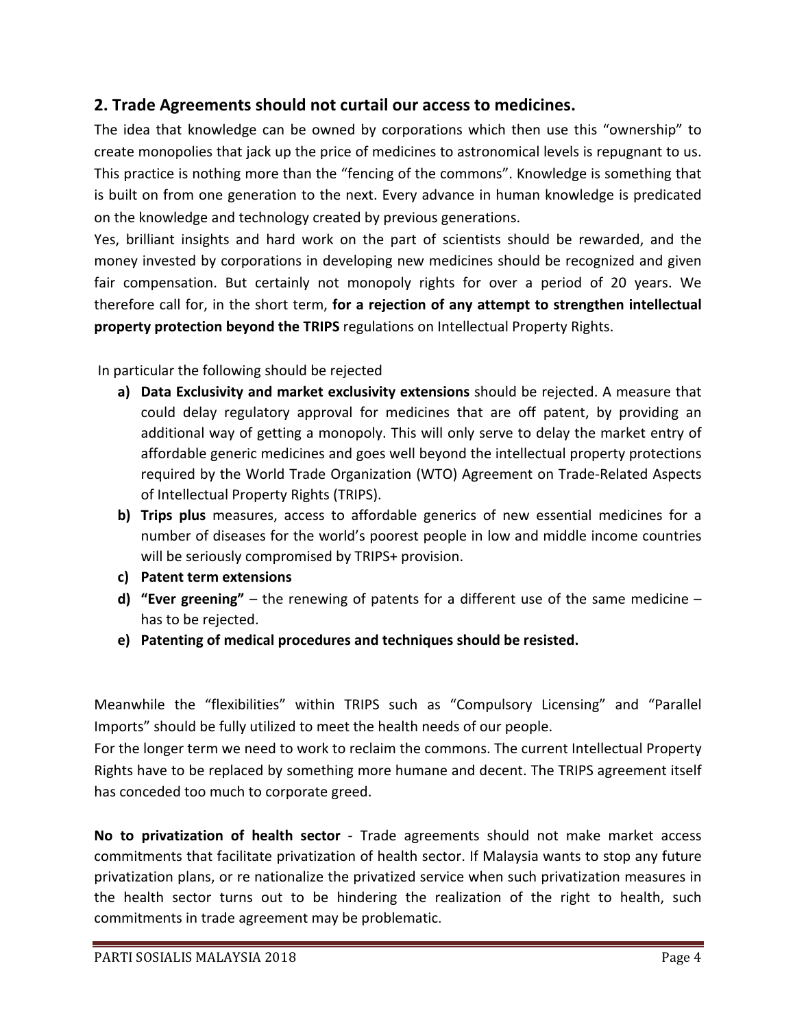## 2. Trade Agreements should not curtail our access to medicines.

The idea that knowledge can be owned by corporations which then use this "ownership" to create monopolies that jack up the price of medicines to astronomical levels is repugnant to us. This practice is nothing more than the "fencing of the commons". Knowledge is something that is built on from one generation to the next. Every advance in human knowledge is predicated on the knowledge and technology created by previous generations.

Yes, brilliant insights and hard work on the part of scientists should be rewarded, and the money invested by corporations in developing new medicines should be recognized and given fair compensation. But certainly not monopoly rights for over a period of 20 years. We therefore call for, in the short term, **for a rejection of any attempt to strengthen intellectual property protection beyond the TRIPS** regulations on Intellectual Property Rights.

In particular the following should be rejected

a) **Data Exclusivity and market exclusivity extensions** should be rejected. A measure that could delay regulatory approval for medicines that are off patent, by providing an additional way of getting a monopoly. This will only serve to delay the market entry of affordable generic medicines and goes well beyond the intellectual property protections required by the World Trade Organization (WTO) Agreement on Trade-Related Aspects of Intellectual Property Rights (TRIPS).
b) **Trips plus** measures, access to affordable generics of new essential medicines for a number of diseases for the world's poorest people in low and middle income countries will be seriously compromised by TRIPS+ provision.
c) **Patent term extensions**
d) **"Ever greening"** – the renewing of patents for a different use of the same medicine – has to be rejected.
e) **Patenting of medical procedures and techniques should be resisted.**

Meanwhile the "flexibilities" within TRIPS such as "Compulsory Licensing" and "Parallel Imports" should be fully utilized to meet the health needs of our people.

For the longer term we need to work to reclaim the commons. The current Intellectual Property Rights have to be replaced by something more humane and decent. The TRIPS agreement itself has conceded too much to corporate greed.

**No to privatization of health sector** - Trade agreements should not make market access commitments that facilitate privatization of health sector. If Malaysia wants to stop any future privatization plans, or re nationalize the privatized service when such privatization measures in the health sector turns out to be hindering the realization of the right to health, such commitments in trade agreement may be problematic.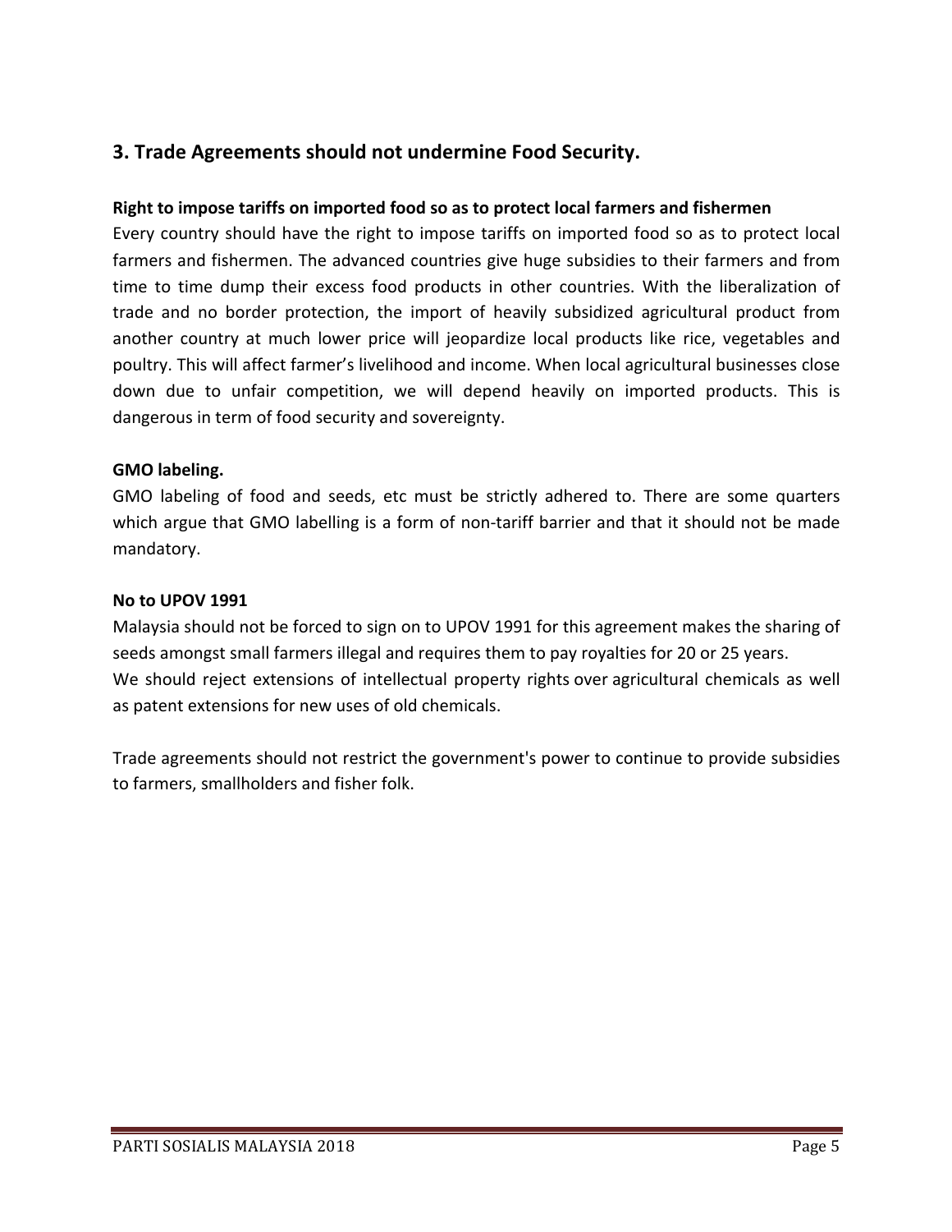## 3. Trade Agreements should not undermine Food Security.

**Right to impose tariffs on imported food so as to protect local farmers and fishermen**

Every country should have the right to impose tariffs on imported food so as to protect local farmers and fishermen. The advanced countries give huge subsidies to their farmers and from time to time dump their excess food products in other countries. With the liberalization of trade and no border protection, the import of heavily subsidized agricultural product from another country at much lower price will jeopardize local products like rice, vegetables and poultry. This will affect farmer's livelihood and income. When local agricultural businesses close down due to unfair competition, we will depend heavily on imported products. This is dangerous in term of food security and sovereignty.

**GMO labeling.**

GMO labeling of food and seeds, etc must be strictly adhered to. There are some quarters which argue that GMO labelling is a form of non-tariff barrier and that it should not be made mandatory.

**No to UPOV 1991**

Malaysia should not be forced to sign on to UPOV 1991 for this agreement makes the sharing of seeds amongst small farmers illegal and requires them to pay royalties for 20 or 25 years.

We should reject extensions of intellectual property rights over agricultural chemicals as well as patent extensions for new uses of old chemicals.

Trade agreements should not restrict the government's power to continue to provide subsidies to farmers, smallholders and fisher folk.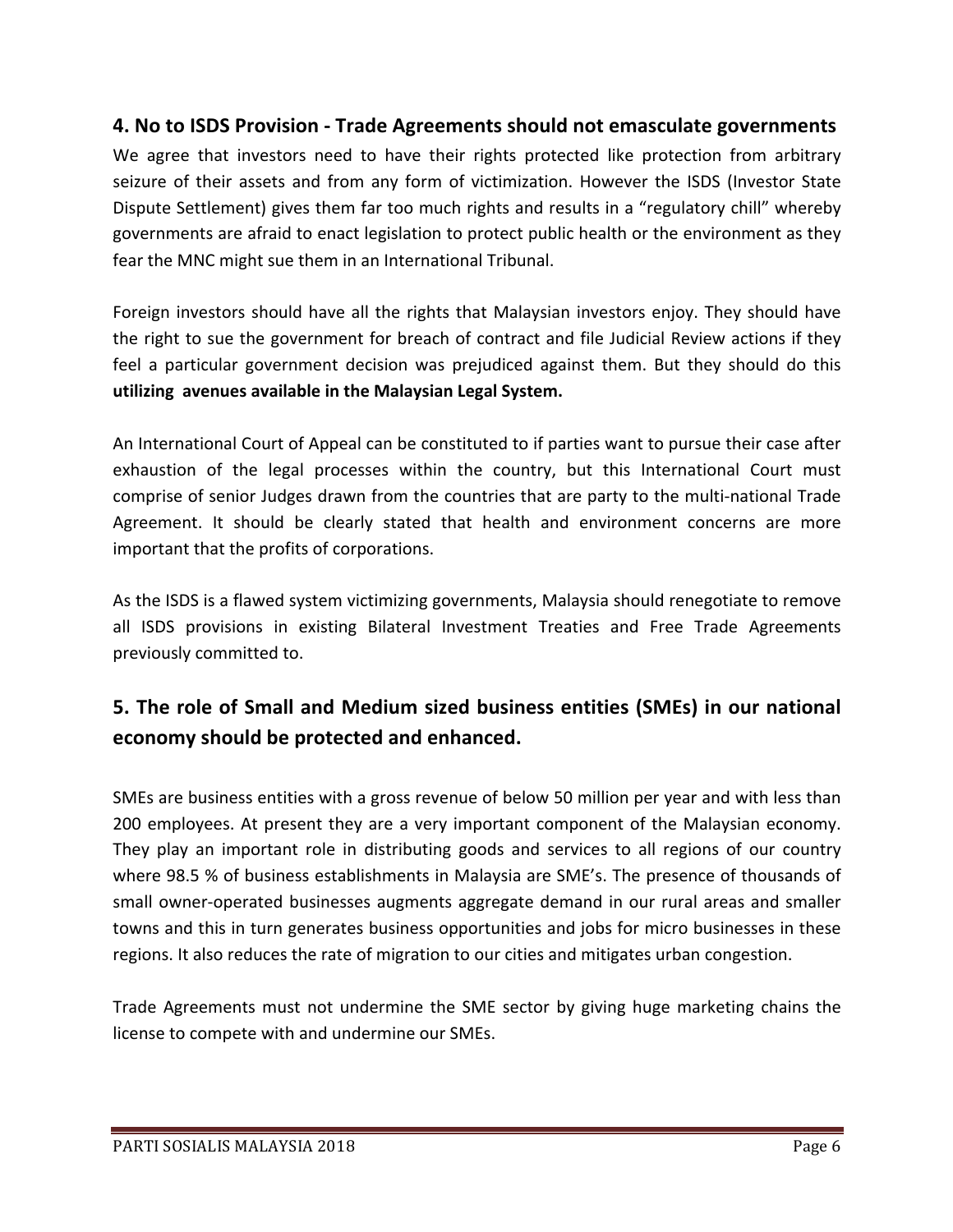## 4. No to ISDS Provision - Trade Agreements should not emasculate governments

We agree that investors need to have their rights protected like protection from arbitrary seizure of their assets and from any form of victimization. However the ISDS (Investor State Dispute Settlement) gives them far too much rights and results in a “regulatory chill” whereby governments are afraid to enact legislation to protect public health or the environment as they fear the MNC might sue them in an International Tribunal.

Foreign investors should have all the rights that Malaysian investors enjoy. They should have the right to sue the government for breach of contract and file Judicial Review actions if they feel a particular government decision was prejudiced against them. But they should do this **utilizing avenues available in the Malaysian Legal System.**

An International Court of Appeal can be constituted to if parties want to pursue their case after exhaustion of the legal processes within the country, but this International Court must comprise of senior Judges drawn from the countries that are party to the multi-national Trade Agreement. It should be clearly stated that health and environment concerns are more important that the profits of corporations.

As the ISDS is a flawed system victimizing governments, Malaysia should renegotiate to remove all ISDS provisions in existing Bilateral Investment Treaties and Free Trade Agreements previously committed to.

## 5. The role of Small and Medium sized business entities (SMEs) in our national economy should be protected and enhanced.

SMEs are business entities with a gross revenue of below 50 million per year and with less than 200 employees. At present they are a very important component of the Malaysian economy. They play an important role in distributing goods and services to all regions of our country where 98.5 % of business establishments in Malaysia are SME’s. The presence of thousands of small owner-operated businesses augments aggregate demand in our rural areas and smaller towns and this in turn generates business opportunities and jobs for micro businesses in these regions. It also reduces the rate of migration to our cities and mitigates urban congestion.

Trade Agreements must not undermine the SME sector by giving huge marketing chains the license to compete with and undermine our SMEs.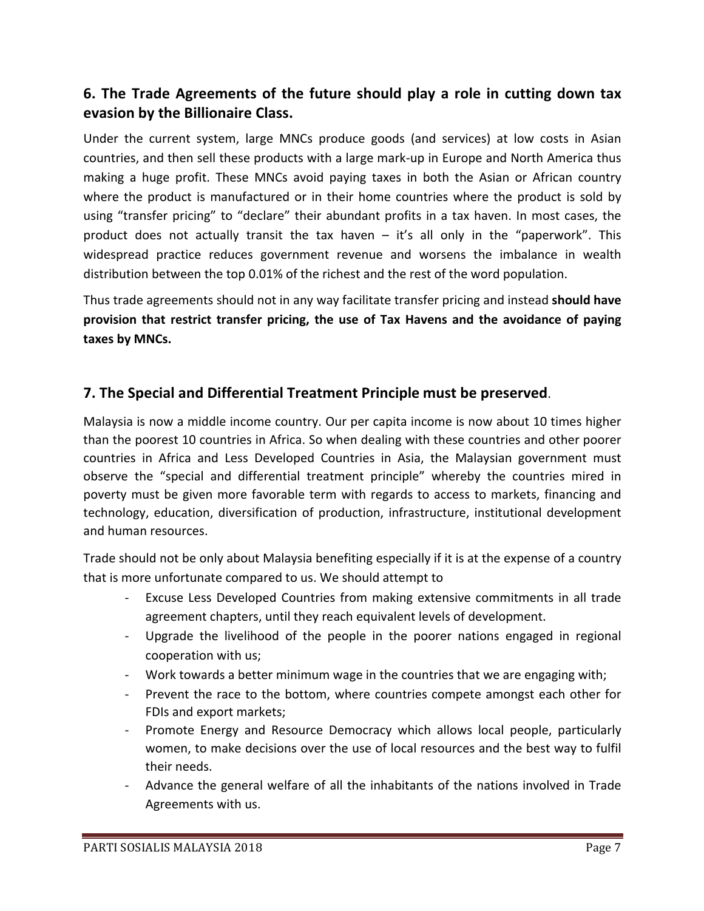## 6. The Trade Agreements of the future should play a role in cutting down tax evasion by the Billionaire Class.

Under the current system, large MNCs produce goods (and services) at low costs in Asian countries, and then sell these products with a large mark-up in Europe and North America thus making a huge profit. These MNCs avoid paying taxes in both the Asian or African country where the product is manufactured or in their home countries where the product is sold by using "transfer pricing" to "declare" their abundant profits in a tax haven. In most cases, the product does not actually transit the tax haven – it's all only in the "paperwork". This widespread practice reduces government revenue and worsens the imbalance in wealth distribution between the top 0.01% of the richest and the rest of the word population.

Thus trade agreements should not in any way facilitate transfer pricing and instead **should have provision that restrict transfer pricing, the use of Tax Havens and the avoidance of paying taxes by MNCs.**

## 7. The Special and Differential Treatment Principle must be preserved.

Malaysia is now a middle income country. Our per capita income is now about 10 times higher than the poorest 10 countries in Africa. So when dealing with these countries and other poorer countries in Africa and Less Developed Countries in Asia, the Malaysian government must observe the "special and differential treatment principle" whereby the countries mired in poverty must be given more favorable term with regards to access to markets, financing and technology, education, diversification of production, infrastructure, institutional development and human resources.

Trade should not be only about Malaysia benefiting especially if it is at the expense of a country that is more unfortunate compared to us. We should attempt to

- Excuse Less Developed Countries from making extensive commitments in all trade agreement chapters, until they reach equivalent levels of development.
- Upgrade the livelihood of the people in the poorer nations engaged in regional cooperation with us;
- Work towards a better minimum wage in the countries that we are engaging with;
- Prevent the race to the bottom, where countries compete amongst each other for FDIs and export markets;
- Promote Energy and Resource Democracy which allows local people, particularly women, to make decisions over the use of local resources and the best way to fulfil their needs.
- Advance the general welfare of all the inhabitants of the nations involved in Trade Agreements with us.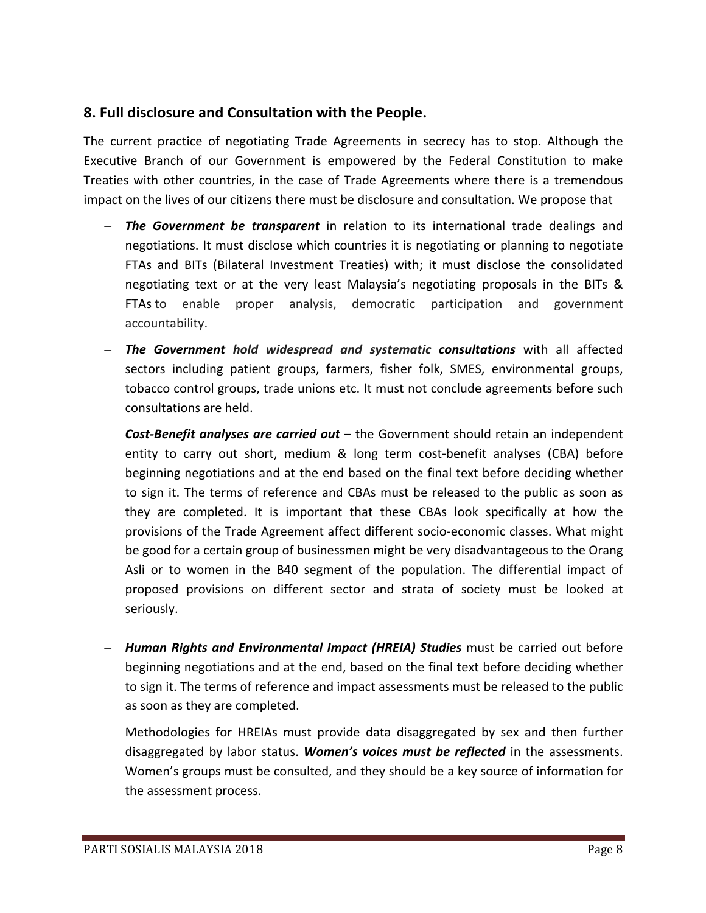## 8. Full disclosure and Consultation with the People.

The current practice of negotiating Trade Agreements in secrecy has to stop. Although the Executive Branch of our Government is empowered by the Federal Constitution to make Treaties with other countries, in the case of Trade Agreements where there is a tremendous impact on the lives of our citizens there must be disclosure and consultation. We propose that

- ***The Government be transparent*** in relation to its international trade dealings and negotiations. It must disclose which countries it is negotiating or planning to negotiate FTAs and BITs (Bilateral Investment Treaties) with; it must disclose the consolidated negotiating text or at the very least Malaysia's negotiating proposals in the BITs & FTAs to enable proper analysis, democratic participation and government accountability.
- ***The Government hold widespread and systematic consultations*** with all affected sectors including patient groups, farmers, fisher folk, SMES, environmental groups, tobacco control groups, trade unions etc. It must not conclude agreements before such consultations are held.
- ***Cost-Benefit analyses are carried out*** – the Government should retain an independent entity to carry out short, medium & long term cost-benefit analyses (CBA) before beginning negotiations and at the end based on the final text before deciding whether to sign it. The terms of reference and CBAs must be released to the public as soon as they are completed. It is important that these CBAs look specifically at how the provisions of the Trade Agreement affect different socio-economic classes. What might be good for a certain group of businessmen might be very disadvantageous to the Orang Asli or to women in the B40 segment of the population. The differential impact of proposed provisions on different sector and strata of society must be looked at seriously.
- ***Human Rights and Environmental Impact (HREIA) Studies*** must be carried out before beginning negotiations and at the end, based on the final text before deciding whether to sign it. The terms of reference and impact assessments must be released to the public as soon as they are completed.
- Methodologies for HREIAs must provide data disaggregated by sex and then further disaggregated by labor status. ***Women's voices must be reflected*** in the assessments. Women's groups must be consulted, and they should be a key source of information for the assessment process.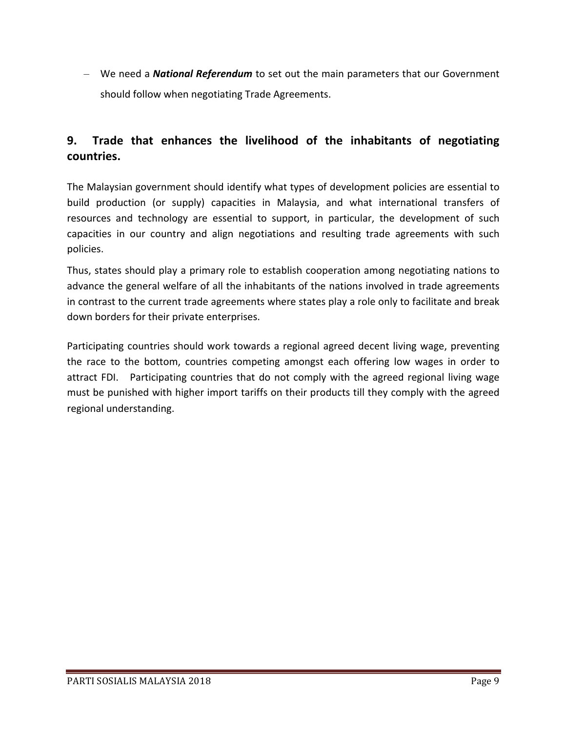- We need a ***National Referendum*** to set out the main parameters that our Government should follow when negotiating Trade Agreements.

## 9. Trade that enhances the livelihood of the inhabitants of negotiating countries.

The Malaysian government should identify what types of development policies are essential to build production (or supply) capacities in Malaysia, and what international transfers of resources and technology are essential to support, in particular, the development of such capacities in our country and align negotiations and resulting trade agreements with such policies.

Thus, states should play a primary role to establish cooperation among negotiating nations to advance the general welfare of all the inhabitants of the nations involved in trade agreements in contrast to the current trade agreements where states play a role only to facilitate and break down borders for their private enterprises.

Participating countries should work towards a regional agreed decent living wage, preventing the race to the bottom, countries competing amongst each offering low wages in order to attract FDI. Participating countries that do not comply with the agreed regional living wage must be punished with higher import tariffs on their products till they comply with the agreed regional understanding.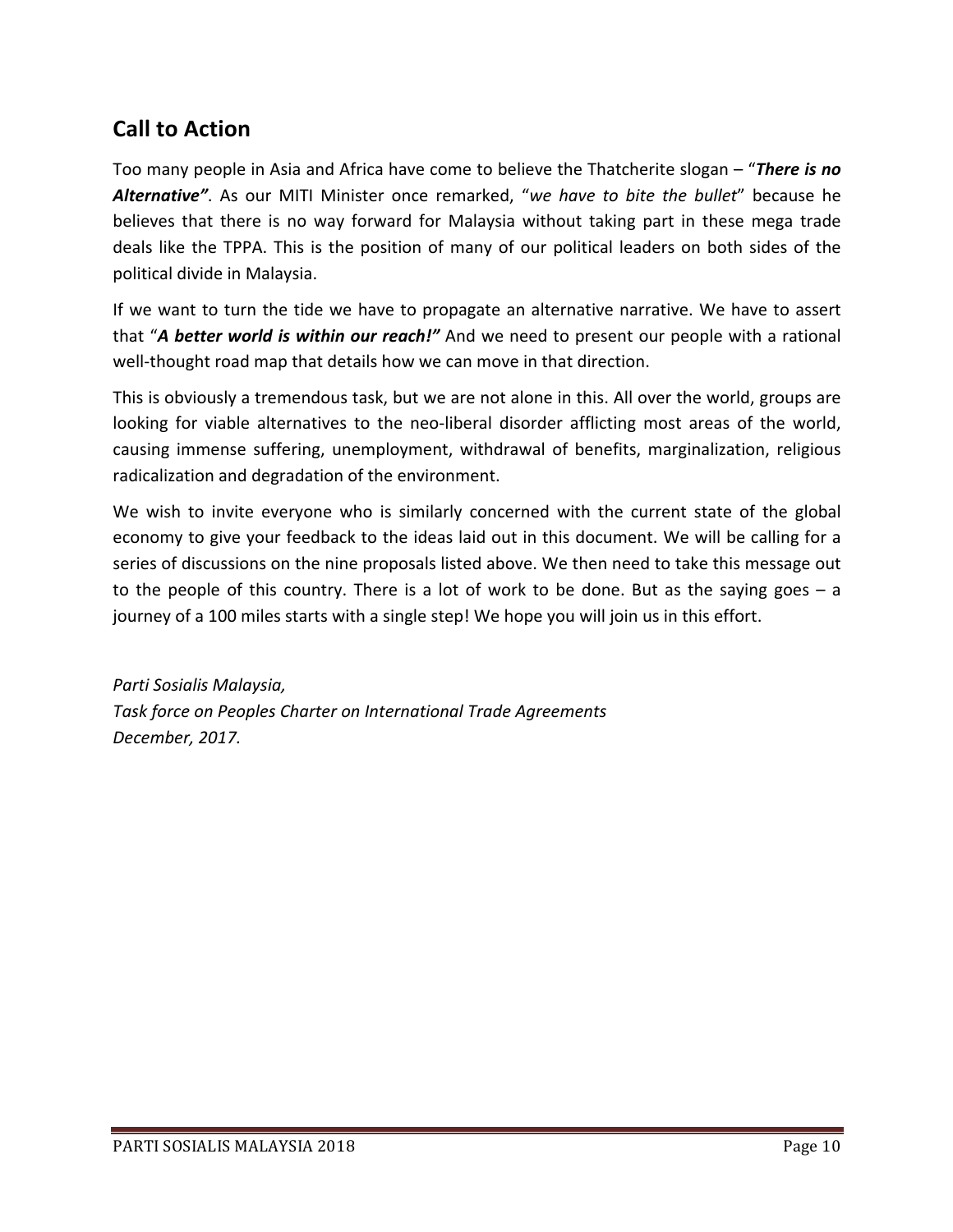## Call to Action

Too many people in Asia and Africa have come to believe the Thatcherite slogan – "***There is no Alternative"***. As our MITI Minister once remarked, "*we have to bite the bullet*" because he believes that there is no way forward for Malaysia without taking part in these mega trade deals like the TPPA. This is the position of many of our political leaders on both sides of the political divide in Malaysia.

If we want to turn the tide we have to propagate an alternative narrative. We have to assert that "***A better world is within our reach!"*** And we need to present our people with a rational well-thought road map that details how we can move in that direction.

This is obviously a tremendous task, but we are not alone in this. All over the world, groups are looking for viable alternatives to the neo-liberal disorder afflicting most areas of the world, causing immense suffering, unemployment, withdrawal of benefits, marginalization, religious radicalization and degradation of the environment.

We wish to invite everyone who is similarly concerned with the current state of the global economy to give your feedback to the ideas laid out in this document. We will be calling for a series of discussions on the nine proposals listed above. We then need to take this message out to the people of this country. There is a lot of work to be done. But as the saying goes – a journey of a 100 miles starts with a single step! We hope you will join us in this effort.

*Parti Sosialis Malaysia,*
*Task force on Peoples Charter on International Trade Agreements*
*December, 2017.*